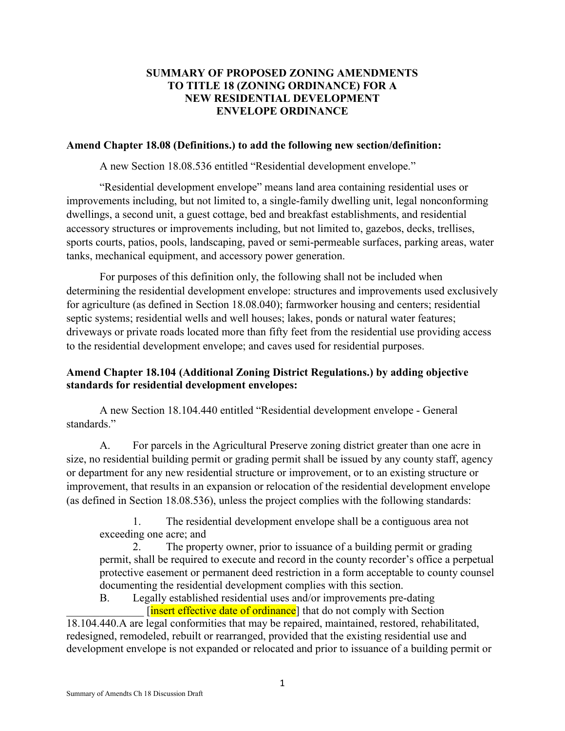**SUMMARY OF PROPOSED ZONING AMENDMENTS TO TITLE 18 (ZONING ORDINANCE) FOR A NEW RESIDENTIAL DEVELOPMENT ENVELOPE ORDINANCE**

**Amend Chapter 18.08 (Definitions.) to add the following new section/definition:**

A new Section 18.08.536 entitled "Residential development envelope."

"Residential development envelope" means land area containing residential uses or improvements including, but not limited to, a single-family dwelling unit, legal nonconforming dwellings, a second unit, a guest cottage, bed and breakfast establishments, and residential accessory structures or improvements including, but not limited to, gazebos, decks, trellises, sports courts, patios, pools, landscaping, paved or semi-permeable surfaces, parking areas, water tanks, mechanical equipment, and accessory power generation.

For purposes of this definition only, the following shall not be included when determining the residential development envelope: structures and improvements used exclusively for agriculture (as defined in Section 18.08.040); farmworker housing and centers; residential septic systems; residential wells and well houses; lakes, ponds or natural water features; driveways or private roads located more than fifty feet from the residential use providing access to the residential development envelope; and caves used for residential purposes.

**Amend Chapter 18.104 (Additional Zoning District Regulations.) by adding objective standards for residential development envelopes:**

A new Section 18.104.440 entitled "Residential development envelope - General standards."

A. For parcels in the Agricultural Preserve zoning district greater than one acre in size, no residential building permit or grading permit shall be issued by any county staff, agency or department for any new residential structure or improvement, or to an existing structure or improvement, that results in an expansion or relocation of the residential development envelope (as defined in Section 18.08.536), unless the project complies with the following standards:

1. The residential development envelope shall be a contiguous area not exceeding one acre; and
2. The property owner, prior to issuance of a building permit or grading permit, shall be required to execute and record in the county recorder's office a perpetual protective easement or permanent deed restriction in a form acceptable to county counsel documenting the residential development complies with this section.

B. Legally established residential uses and/or improvements pre-dating ______________ [insert effective date of ordinance] that do not comply with Section 18.104.440.A are legal conformities that may be repaired, maintained, restored, rehabilitated, redesigned, remodeled, rebuilt or rearranged, provided that the existing residential use and development envelope is not expanded or relocated and prior to issuance of a building permit or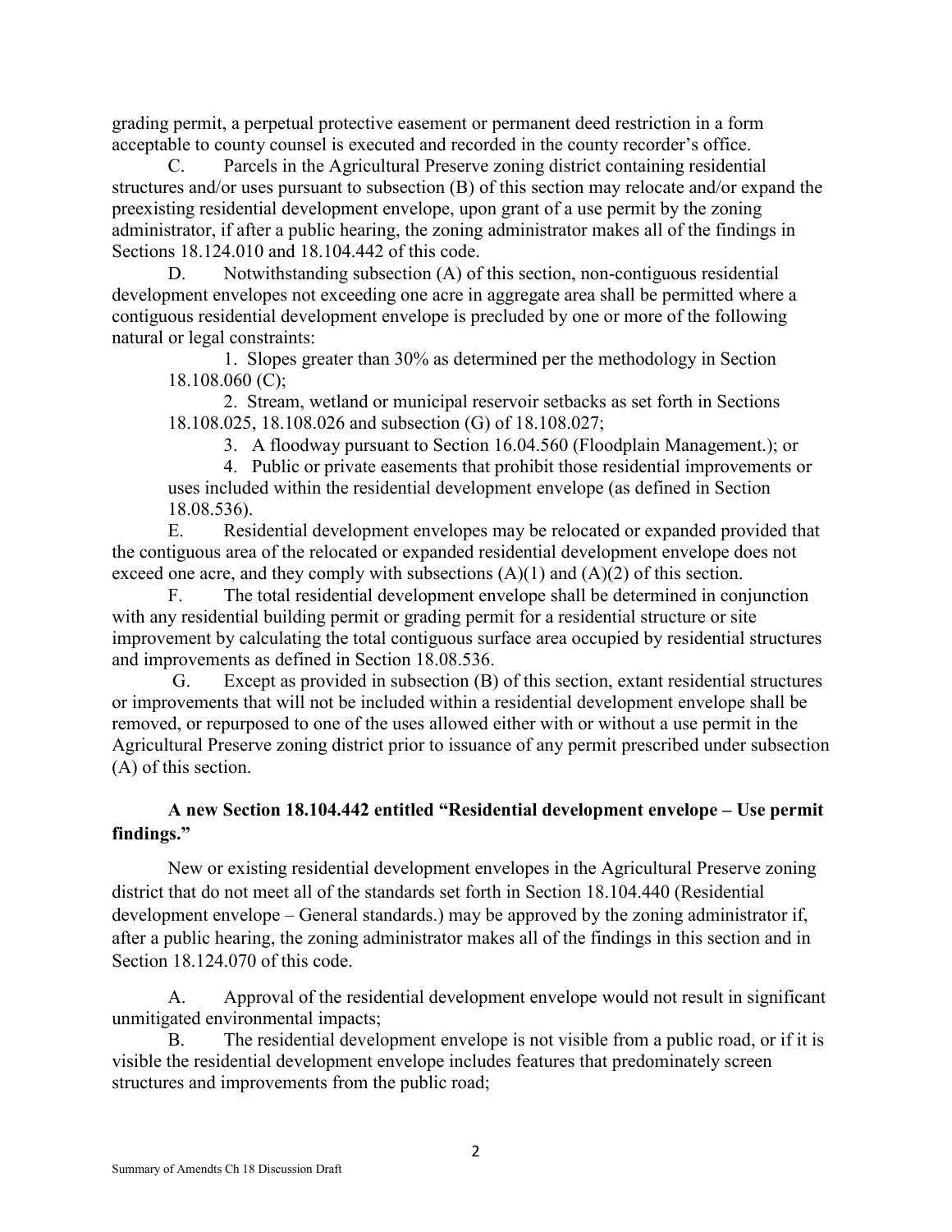grading permit, a perpetual protective easement or permanent deed restriction in a form acceptable to county counsel is executed and recorded in the county recorder's office.

C. Parcels in the Agricultural Preserve zoning district containing residential structures and/or uses pursuant to subsection (B) of this section may relocate and/or expand the preexisting residential development envelope, upon grant of a use permit by the zoning administrator, if after a public hearing, the zoning administrator makes all of the findings in Sections 18.124.010 and 18.104.442 of this code.

D. Notwithstanding subsection (A) of this section, non-contiguous residential development envelopes not exceeding one acre in aggregate area shall be permitted where a contiguous residential development envelope is precluded by one or more of the following natural or legal constraints:

1. Slopes greater than 30% as determined per the methodology in Section 18.108.060 (C);
2. Stream, wetland or municipal reservoir setbacks as set forth in Sections 18.108.025, 18.108.026 and subsection (G) of 18.108.027;
3. A floodway pursuant to Section 16.04.560 (Floodplain Management.); or
4. Public or private easements that prohibit those residential improvements or uses included within the residential development envelope (as defined in Section 18.08.536).

E. Residential development envelopes may be relocated or expanded provided that the contiguous area of the relocated or expanded residential development envelope does not exceed one acre, and they comply with subsections (A)(1) and (A)(2) of this section.

F. The total residential development envelope shall be determined in conjunction with any residential building permit or grading permit for a residential structure or site improvement by calculating the total contiguous surface area occupied by residential structures and improvements as defined in Section 18.08.536.

G. Except as provided in subsection (B) of this section, extant residential structures or improvements that will not be included within a residential development envelope shall be removed, or repurposed to one of the uses allowed either with or without a use permit in the Agricultural Preserve zoning district prior to issuance of any permit prescribed under subsection (A) of this section.

**A new Section 18.104.442 entitled "Residential development envelope – Use permit findings."**

New or existing residential development envelopes in the Agricultural Preserve zoning district that do not meet all of the standards set forth in Section 18.104.440 (Residential development envelope – General standards.) may be approved by the zoning administrator if, after a public hearing, the zoning administrator makes all of the findings in this section and in Section 18.124.070 of this code.

A. Approval of the residential development envelope would not result in significant unmitigated environmental impacts;

B. The residential development envelope is not visible from a public road, or if it is visible the residential development envelope includes features that predominately screen structures and improvements from the public road;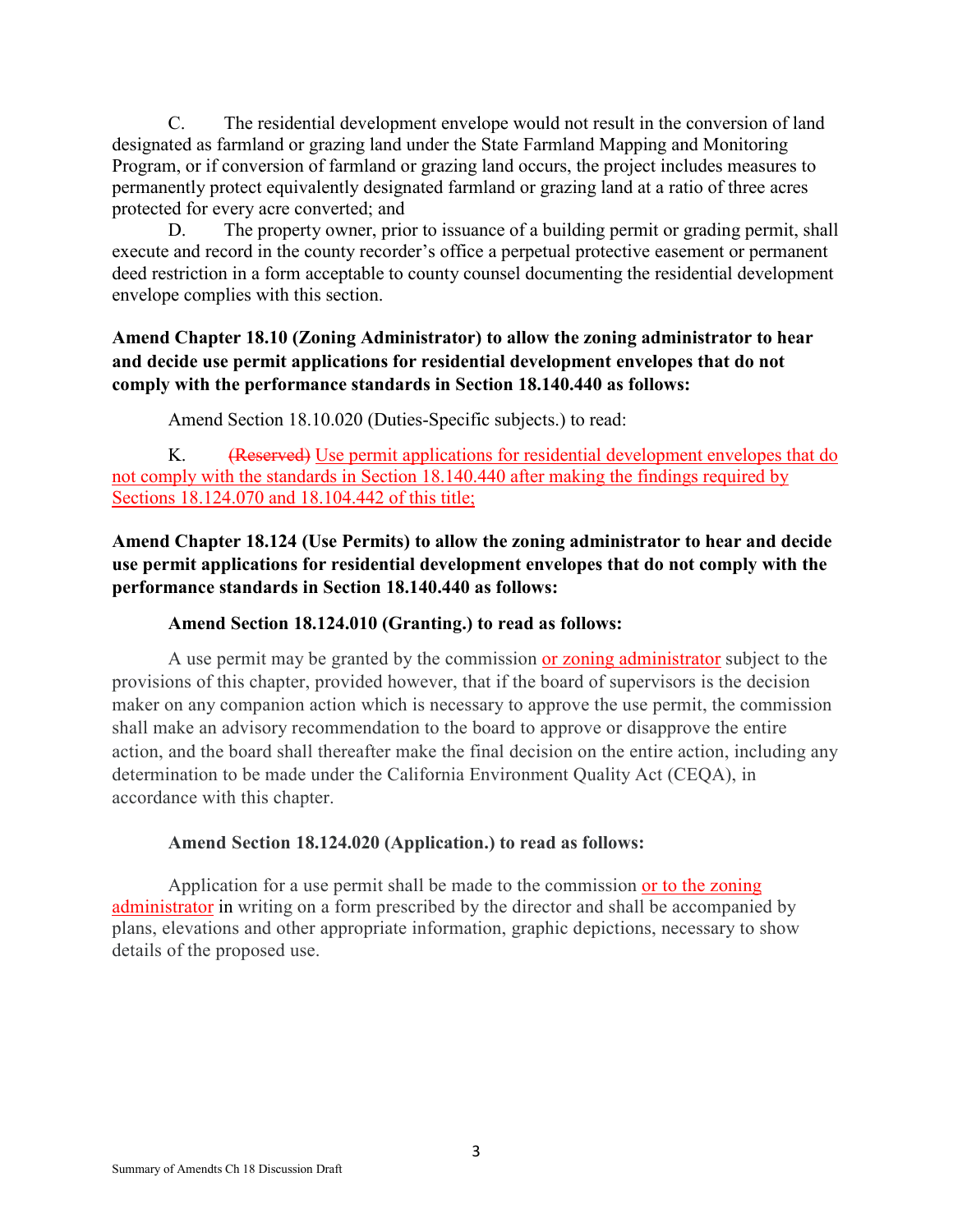C. The residential development envelope would not result in the conversion of land designated as farmland or grazing land under the State Farmland Mapping and Monitoring Program, or if conversion of farmland or grazing land occurs, the project includes measures to permanently protect equivalently designated farmland or grazing land at a ratio of three acres protected for every acre converted; and

D. The property owner, prior to issuance of a building permit or grading permit, shall execute and record in the county recorder's office a perpetual protective easement or permanent deed restriction in a form acceptable to county counsel documenting the residential development envelope complies with this section.

**Amend Chapter 18.10 (Zoning Administrator) to allow the zoning administrator to hear and decide use permit applications for residential development envelopes that do not comply with the performance standards in Section 18.140.440 as follows:**

Amend Section 18.10.020 (Duties-Specific subjects.) to read:

K. ~~(Reserved)~~ <u>Use permit applications for residential development envelopes that do not comply with the standards in Section 18.140.440 after making the findings required by Sections 18.124.070 and 18.104.442 of this title;</u>

**Amend Chapter 18.124 (Use Permits) to allow the zoning administrator to hear and decide use permit applications for residential development envelopes that do not comply with the performance standards in Section 18.140.440 as follows:**

**Amend Section 18.124.010 (Granting.) to read as follows:**

A use permit may be granted by the commission <u>or zoning administrator</u> subject to the provisions of this chapter, provided however, that if the board of supervisors is the decision maker on any companion action which is necessary to approve the use permit, the commission shall make an advisory recommendation to the board to approve or disapprove the entire action, and the board shall thereafter make the final decision on the entire action, including any determination to be made under the California Environment Quality Act (CEQA), in accordance with this chapter.

**Amend Section 18.124.020 (Application.) to read as follows:**

Application for a use permit shall be made to the commission <u>or to the zoning administrator</u> in writing on a form prescribed by the director and shall be accompanied by plans, elevations and other appropriate information, graphic depictions, necessary to show details of the proposed use.